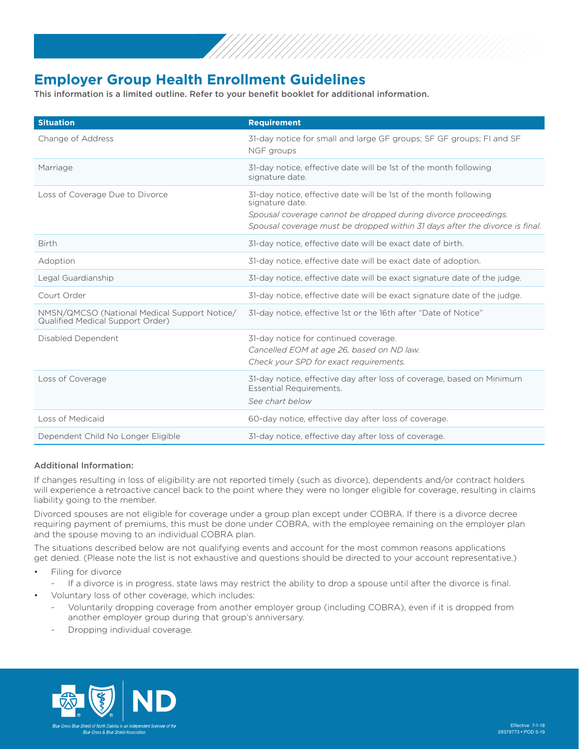# Employer Group Health Enrollment Guidelines

**This information is a limited outline. Refer to your benefit booklet for additional information.**

| Situation | Requirement |
| --- | --- |
| Change of Address | 31-day notice for small and large GF groups; SF GF groups; FI and SF NGF groups |
| Marriage | 31-day notice, effective date will be 1st of the month following signature date. |
| Loss of Coverage Due to Divorce | 31-day notice, effective date will be 1st of the month following signature date. *Spousal coverage cannot be dropped during divorce proceedings. Spousal coverage must be dropped within 31 days after the divorce is final.* |
| Birth | 31-day notice, effective date will be exact date of birth. |
| Adoption | 31-day notice, effective date will be exact date of adoption. |
| Legal Guardianship | 31-day notice, effective date will be exact signature date of the judge. |
| Court Order | 31-day notice, effective date will be exact signature date of the judge. |
| NMSN/QMCSO (National Medical Support Notice/ Qualified Medical Support Order) | 31-day notice, effective 1st or the 16th after "Date of Notice" |
| Disabled Dependent | 31-day notice for continued coverage. *Cancelled EOM at age 26, based on ND law. Check your SPD for exact requirements.* |
| Loss of Coverage | 31-day notice, effective day after loss of coverage, based on Minimum Essential Requirements. *See chart below* |
| Loss of Medicaid | 60-day notice, effective day after loss of coverage. |
| Dependent Child No Longer Eligible | 31-day notice, effective day after loss of coverage. |

**Additional Information:**

If changes resulting in loss of eligibility are not reported timely (such as divorce), dependents and/or contract holders will experience a retroactive cancel back to the point where they were no longer eligible for coverage, resulting in claims liability going to the member.

Divorced spouses are not eligible for coverage under a group plan except under COBRA. If there is a divorce decree requiring payment of premiums, this must be done under COBRA, with the employee remaining on the employer plan and the spouse moving to an individual COBRA plan.

The situations described below are not qualifying events and account for the most common reasons applications get denied. (Please note the list is not exhaustive and questions should be directed to your account representative.)

- Filing for divorce
  - If a divorce is in progress, state laws may restrict the ability to drop a spouse until after the divorce is final.
- Voluntary loss of other coverage, which includes:
  - Voluntarily dropping coverage from another employer group (including COBRA), even if it is dropped from another employer group during that group's anniversary.
  - Dropping individual coverage.

*Blue Cross Blue Shield of North Dakota is an independent licensee of the Blue Cross & Blue Shield Association*

Effective 7-1-18
29379773 • POD 5-19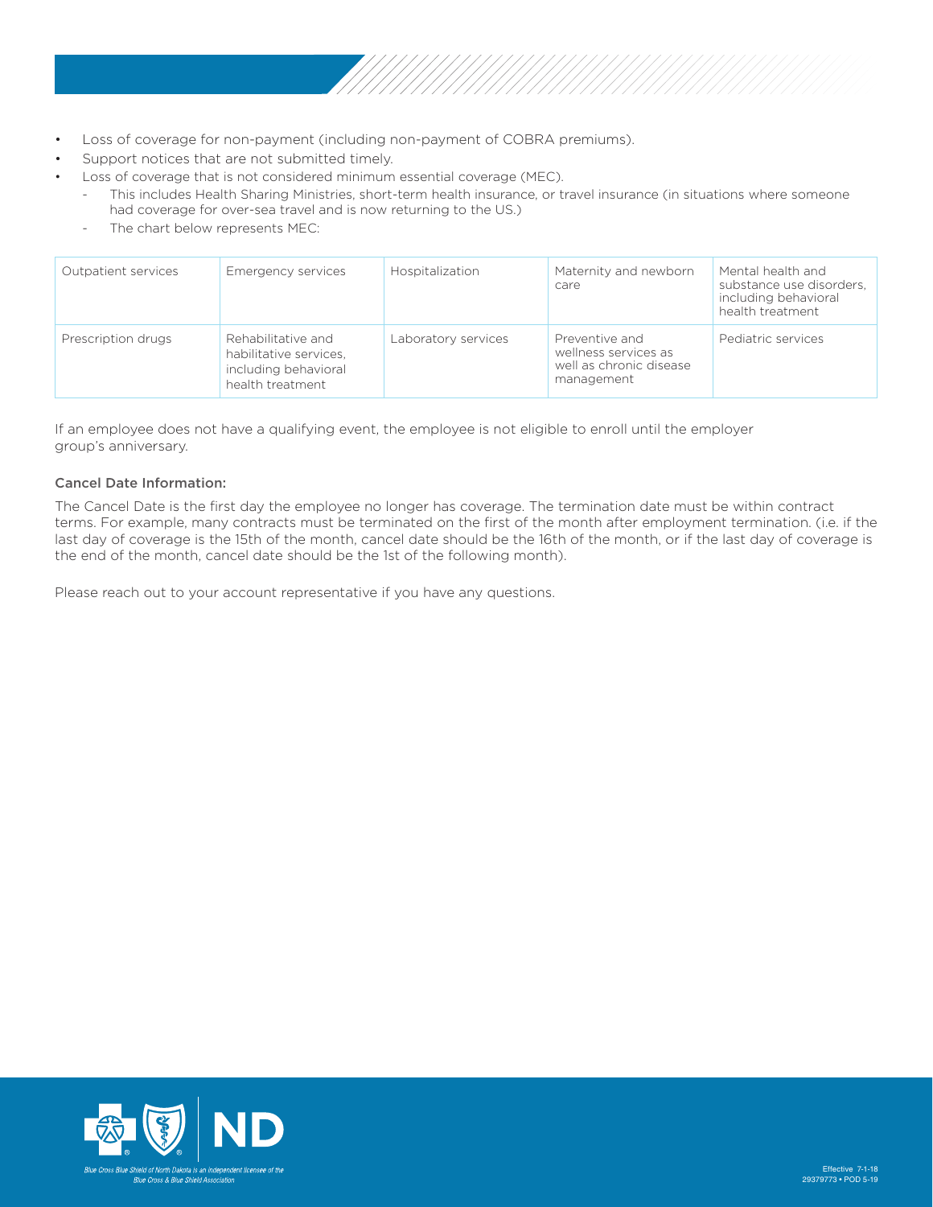- Loss of coverage for non-payment (including non-payment of COBRA premiums).
- Support notices that are not submitted timely.
- Loss of coverage that is not considered minimum essential coverage (MEC).
  - This includes Health Sharing Ministries, short-term health insurance, or travel insurance (in situations where someone had coverage for over-sea travel and is now returning to the US.)
  - The chart below represents MEC:

| | | | | |
|---|---|---|---|---|
| Outpatient services | Emergency services | Hospitalization | Maternity and newborn care | Mental health and substance use disorders, including behavioral health treatment |
| Prescription drugs | Rehabilitative and habilitative services, including behavioral health treatment | Laboratory services | Preventive and wellness services as well as chronic disease management | Pediatric services |

If an employee does not have a qualifying event, the employee is not eligible to enroll until the employer group's anniversary.

**Cancel Date Information:**

The Cancel Date is the first day the employee no longer has coverage. The termination date must be within contract terms. For example, many contracts must be terminated on the first of the month after employment termination. (i.e. if the last day of coverage is the 15th of the month, cancel date should be the 16th of the month, or if the last day of coverage is the end of the month, cancel date should be the 1st of the following month).

Please reach out to your account representative if you have any questions.

*Blue Cross Blue Shield of North Dakota is an independent licensee of the Blue Cross & Blue Shield Association*

Effective 7-1-18
29379773 • POD 5-19